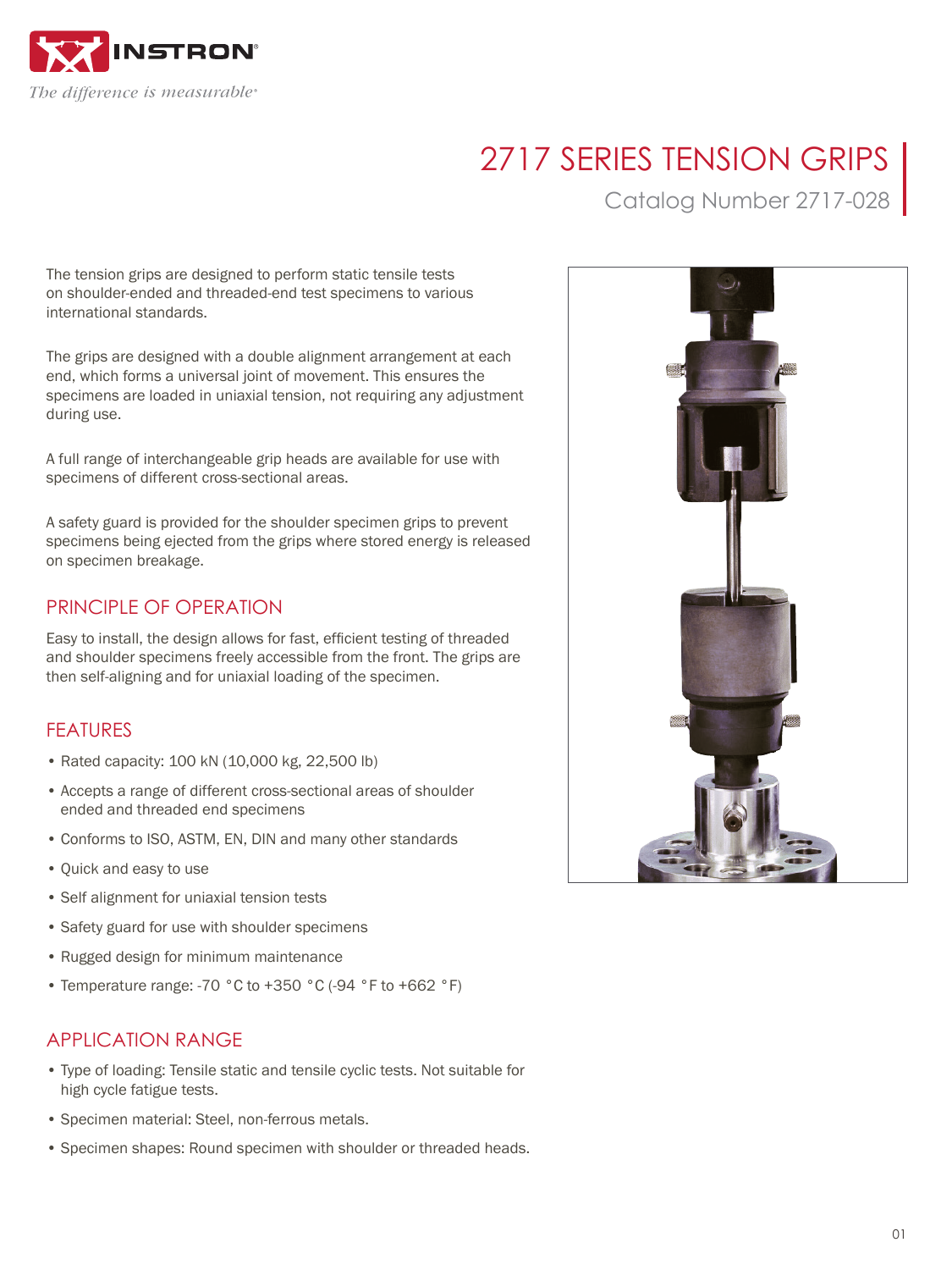INSTRON

*The difference is measurable®*

# 2717 SERIES TENSION GRIPS

Catalog Number 2717-028

The tension grips are designed to perform static tensile tests on shoulder-ended and threaded-end test specimens to various international standards.

The grips are designed with a double alignment arrangement at each end, which forms a universal joint of movement. This ensures the specimens are loaded in uniaxial tension, not requiring any adjustment during use.

A full range of interchangeable grip heads are available for use with specimens of different cross-sectional areas.

A safety guard is provided for the shoulder specimen grips to prevent specimens being ejected from the grips where stored energy is released on specimen breakage.

## PRINCIPLE OF OPERATION

Easy to install, the design allows for fast, efficient testing of threaded and shoulder specimens freely accessible from the front. The grips are then self-aligning and for uniaxial loading of the specimen.

## FEATURES

- Rated capacity: 100 kN (10,000 kg, 22,500 lb)
- Accepts a range of different cross-sectional areas of shoulder ended and threaded end specimens
- Conforms to ISO, ASTM, EN, DIN and many other standards
- Quick and easy to use
- Self alignment for uniaxial tension tests
- Safety guard for use with shoulder specimens
- Rugged design for minimum maintenance
- Temperature range: -70 °C to +350 °C (-94 °F to +662 °F)

## APPLICATION RANGE

- Type of loading: Tensile static and tensile cyclic tests. Not suitable for high cycle fatigue tests.
- Specimen material: Steel, non-ferrous metals.
- Specimen shapes: Round specimen with shoulder or threaded heads.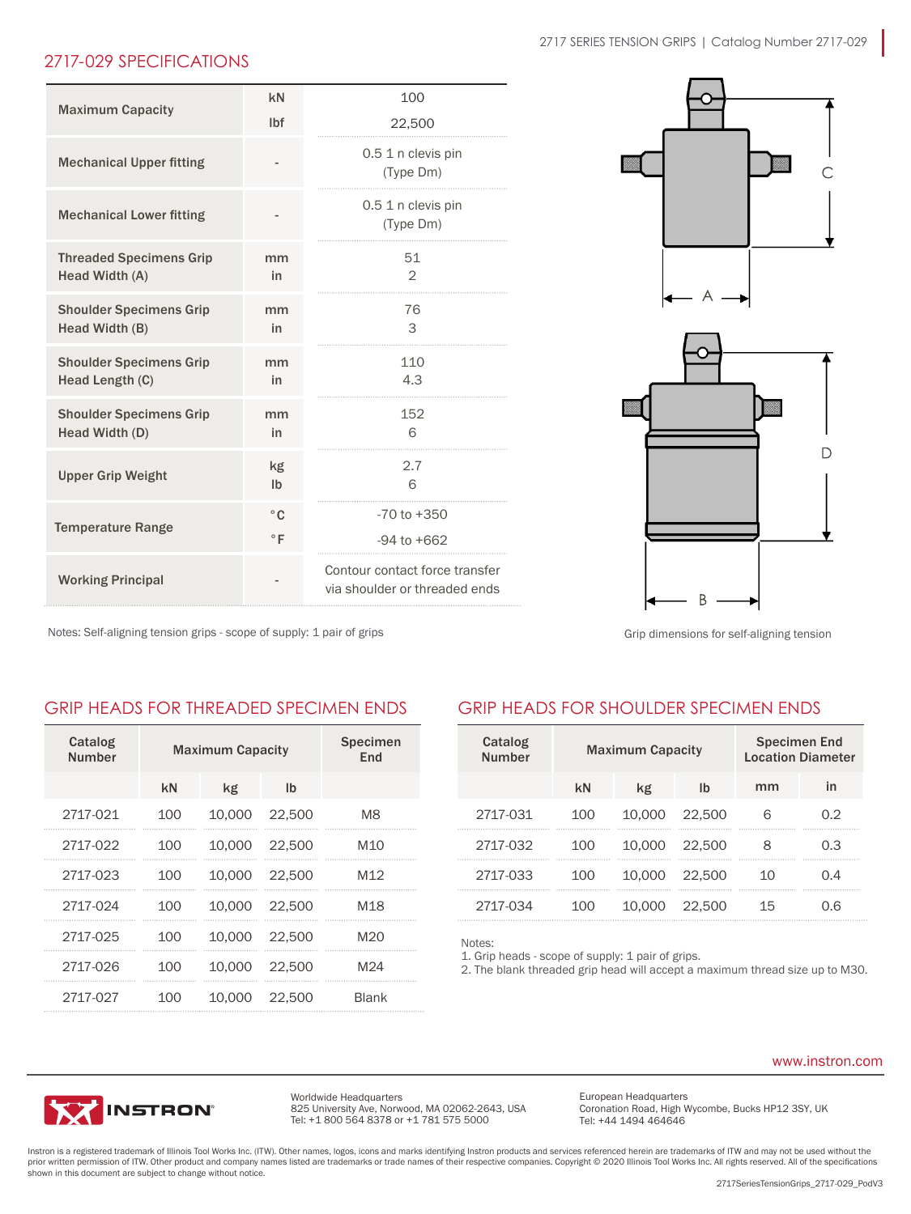## 2717-029 SPECIFICATIONS

| | | |
|---|---|---|
| **Maximum Capacity** | kN<br>lbf | 100<br>22,500 |
| **Mechanical Upper fitting** | - | 0.5 1 n clevis pin (Type Dm) |
| **Mechanical Lower fitting** | - | 0.5 1 n clevis pin (Type Dm) |
| **Threaded Specimens Grip Head Width (A)** | mm<br>in | 51<br>2 |
| **Shoulder Specimens Grip Head Width (B)** | mm<br>in | 76<br>3 |
| **Shoulder Specimens Grip Head Length (C)** | mm<br>in | 110<br>4.3 |
| **Shoulder Specimens Grip Head Width (D)** | mm<br>in | 152<br>6 |
| **Upper Grip Weight** | kg<br>lb | 2.7<br>6 |
| **Temperature Range** | °C<br>°F | -70 to +350<br>-94 to +662 |
| **Working Principal** | - | Contour contact force transfer via shoulder or threaded ends |

Notes: Self-aligning tension grips - scope of supply: 1 pair of grips

C

A

D

B

Grip dimensions for self-aligning tension

## GRIP HEADS FOR THREADED SPECIMEN ENDS

| Catalog Number | Maximum Capacity | | | Specimen End |
|---|---|---|---|---|
| | kN | kg | lb | |
| 2717-021 | 100 | 10,000 | 22,500 | M8 |
| 2717-022 | 100 | 10,000 | 22,500 | M10 |
| 2717-023 | 100 | 10,000 | 22,500 | M12 |
| 2717-024 | 100 | 10,000 | 22,500 | M18 |
| 2717-025 | 100 | 10,000 | 22,500 | M20 |
| 2717-026 | 100 | 10,000 | 22,500 | M24 |
| 2717-027 | 100 | 10,000 | 22,500 | Blank |

## GRIP HEADS FOR SHOULDER SPECIMEN ENDS

| Catalog Number | Maximum Capacity | | | Specimen End Location Diameter | |
|---|---|---|---|---|---|
| | kN | kg | lb | mm | in |
| 2717-031 | 100 | 10,000 | 22,500 | 6 | 0.2 |
| 2717-032 | 100 | 10,000 | 22,500 | 8 | 0.3 |
| 2717-033 | 100 | 10,000 | 22,500 | 10 | 0.4 |
| 2717-034 | 100 | 10,000 | 22,500 | 15 | 0.6 |

Notes:
1. Grip heads - scope of supply: 1 pair of grips.
2. The blank threaded grip head will accept a maximum thread size up to M30.

www.instron.com

Worldwide Headquarters
825 University Ave, Norwood, MA 02062-2643, USA
Tel: +1 800 564 8378 or +1 781 575 5000

European Headquarters
Coronation Road, High Wycombe, Bucks HP12 3SY, UK
Tel: +44 1494 464646

Instron is a registered trademark of Illinois Tool Works Inc. (ITW). Other names, logos, icons and marks identifying Instron products and services referenced herein are trademarks of ITW and may not be used without the prior written permission of ITW. Other product and company names listed are trademarks or trade names of their respective companies. Copyright © 2020 Illinois Tool Works Inc. All rights reserved. All of the specifications shown in this document are subject to change without notice.

2717SeriesTensionGrips_2717-029_PodV3